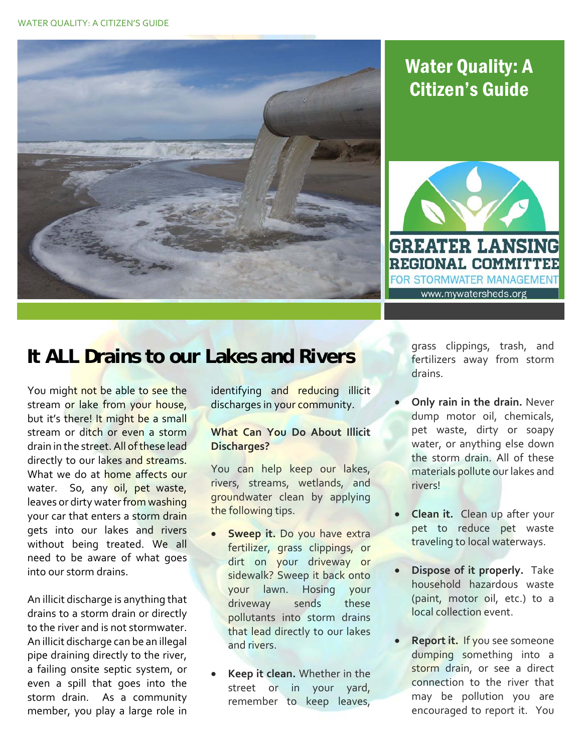# Water Quality: A Citizen's Guide

GREATER LANSING REGIONAL COMMITTEE FOR STORMWATER MANAGEMENT

www.mywatersheds.org

## It ALL Drains to our Lakes and Rivers

You might not be able to see the stream or lake from your house, but it's there! It might be a small stream or ditch or even a storm drain in the street. All of these lead directly to our lakes and streams. What we do at home affects our water. So, any oil, pet waste, leaves or dirty water from washing your car that enters a storm drain gets into our lakes and rivers without being treated. We all need to be aware of what goes into our storm drains.

An illicit discharge is anything that drains to a storm drain or directly to the river and is not stormwater. An illicit discharge can be an illegal pipe draining directly to the river, a failing onsite septic system, or even a spill that goes into the storm drain. As a community member, you play a large role in identifying and reducing illicit discharges in your community.

### What Can You Do About Illicit Discharges?

You can help keep our lakes, rivers, streams, wetlands, and groundwater clean by applying the following tips.

- **Sweep it.** Do you have extra fertilizer, grass clippings, or dirt on your driveway or sidewalk? Sweep it back onto your lawn. Hosing your driveway sends these pollutants into storm drains that lead directly to our lakes and rivers.
- **Keep it clean.** Whether in the street or in your yard, remember to keep leaves, grass clippings, trash, and fertilizers away from storm drains.
- **Only rain in the drain.** Never dump motor oil, chemicals, pet waste, dirty or soapy water, or anything else down the storm drain. All of these materials pollute our lakes and rivers!
- **Clean it.** Clean up after your pet to reduce pet waste traveling to local waterways.
- **Dispose of it properly.** Take household hazardous waste (paint, motor oil, etc.) to a local collection event.
- **Report it.** If you see someone dumping something into a storm drain, or see a direct connection to the river that may be pollution you are encouraged to report it. You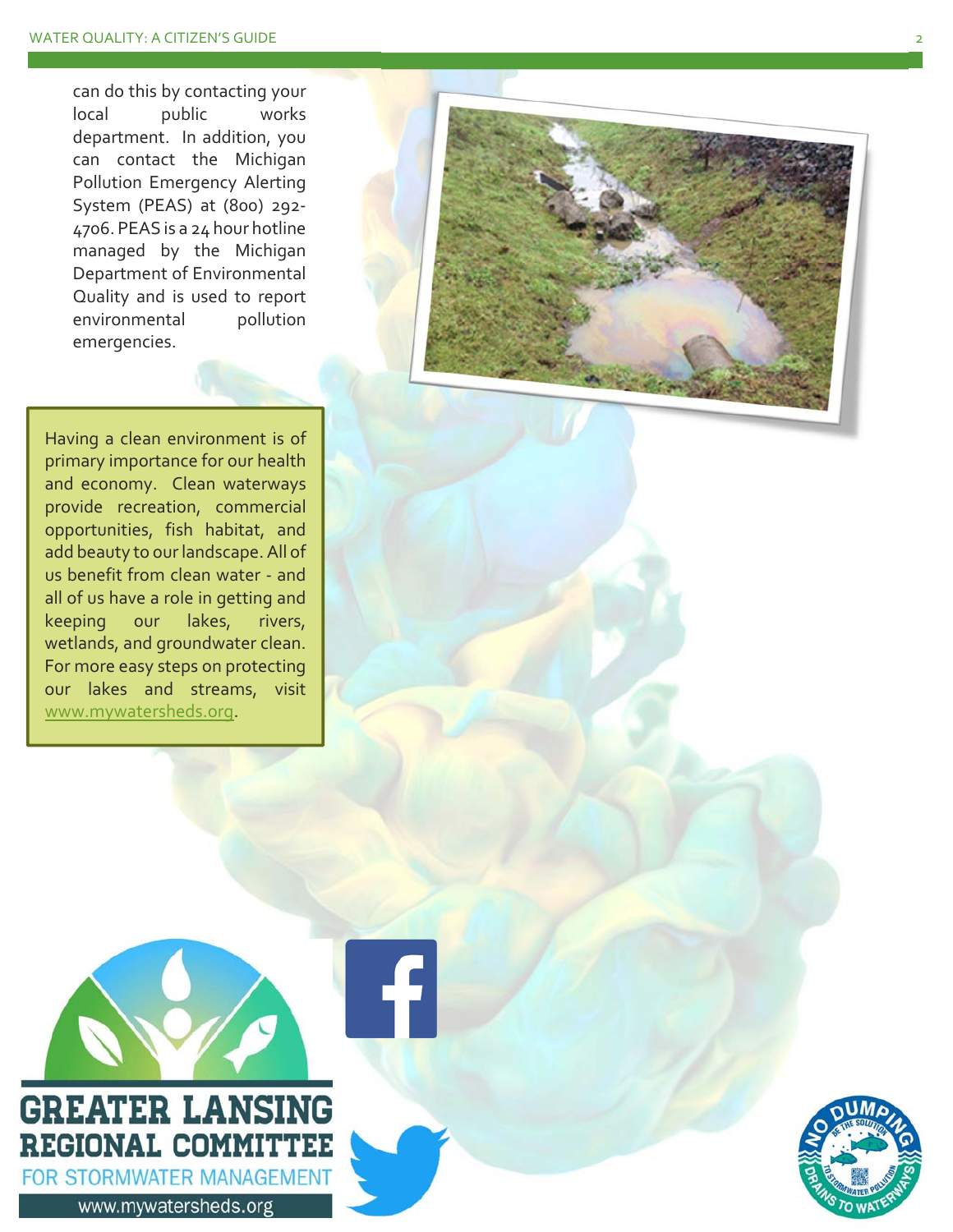can do this by contacting your local public works department. In addition, you can contact the Michigan Pollution Emergency Alerting System (PEAS) at (800) 292-4706. PEAS is a 24 hour hotline managed by the Michigan Department of Environmental Quality and is used to report environmental pollution emergencies.

Having a clean environment is of primary importance for our health and economy. Clean waterways provide recreation, commercial opportunities, fish habitat, and add beauty to our landscape. All of us benefit from clean water - and all of us have a role in getting and keeping our lakes, rivers, wetlands, and groundwater clean. For more easy steps on protecting our lakes and streams, visit www.mywatersheds.org.

GREATER LANSING REGIONAL COMMITTEE FOR STORMWATER MANAGEMENT

www.mywatersheds.org